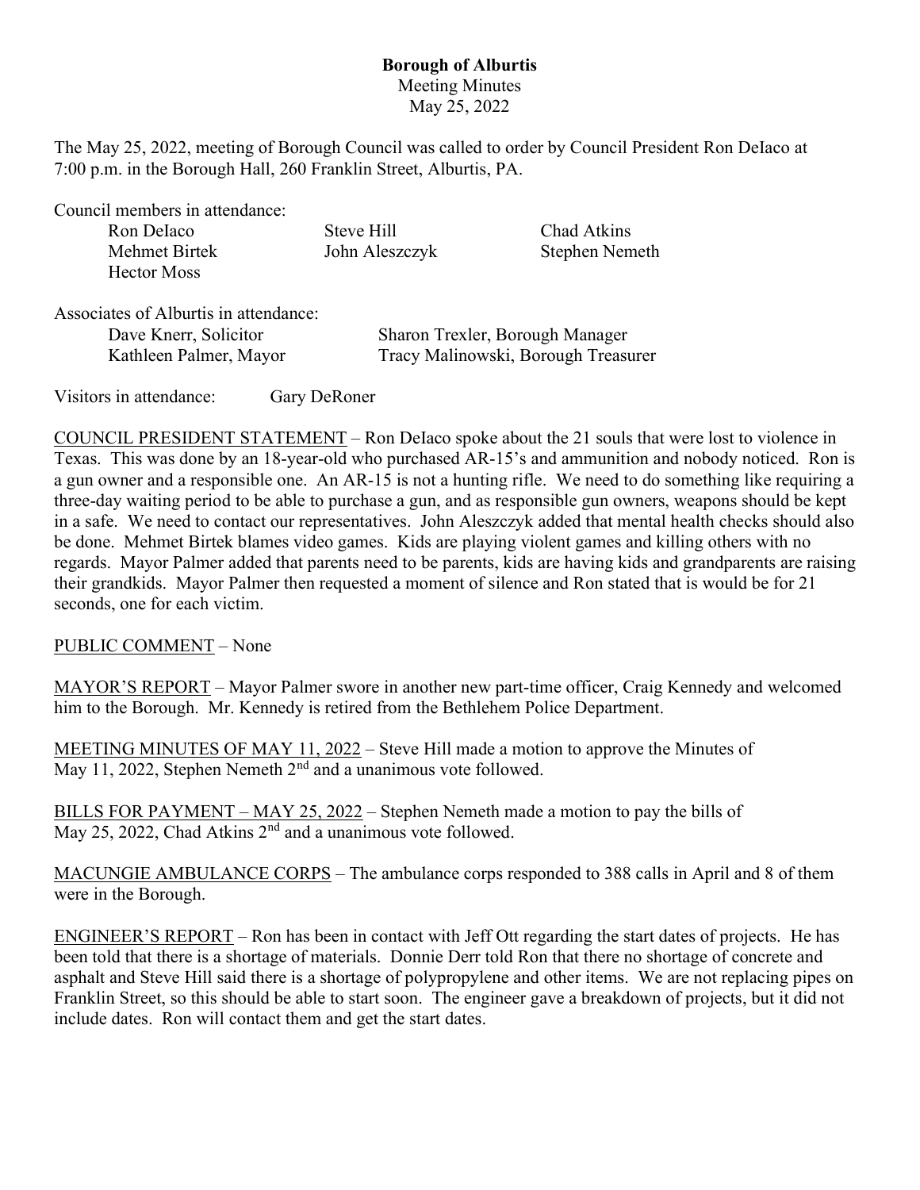# Borough of Alburtis

Meeting Minutes
May 25, 2022

The May 25, 2022, meeting of Borough Council was called to order by Council President Ron DeIaco at 7:00 p.m. in the Borough Hall, 260 Franklin Street, Alburtis, PA.

Council members in attendance:

| | | |
|---|---|---|
| Ron DeIaco | Steve Hill | Chad Atkins |
| Mehmet Birtek | John Aleszczyk | Stephen Nemeth |
| Hector Moss | | |

Associates of Alburtis in attendance:

| | |
|---|---|
| Dave Knerr, Solicitor | Sharon Trexler, Borough Manager |
| Kathleen Palmer, Mayor | Tracy Malinowski, Borough Treasurer |

Visitors in attendance: Gary DeRoner

COUNCIL PRESIDENT STATEMENT – Ron DeIaco spoke about the 21 souls that were lost to violence in Texas. This was done by an 18-year-old who purchased AR-15's and ammunition and nobody noticed. Ron is a gun owner and a responsible one. An AR-15 is not a hunting rifle. We need to do something like requiring a three-day waiting period to be able to purchase a gun, and as responsible gun owners, weapons should be kept in a safe. We need to contact our representatives. John Aleszczyk added that mental health checks should also be done. Mehmet Birtek blames video games. Kids are playing violent games and killing others with no regards. Mayor Palmer added that parents need to be parents, kids are having kids and grandparents are raising their grandkids. Mayor Palmer then requested a moment of silence and Ron stated that is would be for 21 seconds, one for each victim.

PUBLIC COMMENT – None

MAYOR'S REPORT – Mayor Palmer swore in another new part-time officer, Craig Kennedy and welcomed him to the Borough. Mr. Kennedy is retired from the Bethlehem Police Department.

MEETING MINUTES OF MAY 11, 2022 – Steve Hill made a motion to approve the Minutes of May 11, 2022, Stephen Nemeth 2nd and a unanimous vote followed.

BILLS FOR PAYMENT – MAY 25, 2022 – Stephen Nemeth made a motion to pay the bills of May 25, 2022, Chad Atkins 2nd and a unanimous vote followed.

MACUNGIE AMBULANCE CORPS – The ambulance corps responded to 388 calls in April and 8 of them were in the Borough.

ENGINEER'S REPORT – Ron has been in contact with Jeff Ott regarding the start dates of projects. He has been told that there is a shortage of materials. Donnie Derr told Ron that there no shortage of concrete and asphalt and Steve Hill said there is a shortage of polypropylene and other items. We are not replacing pipes on Franklin Street, so this should be able to start soon. The engineer gave a breakdown of projects, but it did not include dates. Ron will contact them and get the start dates.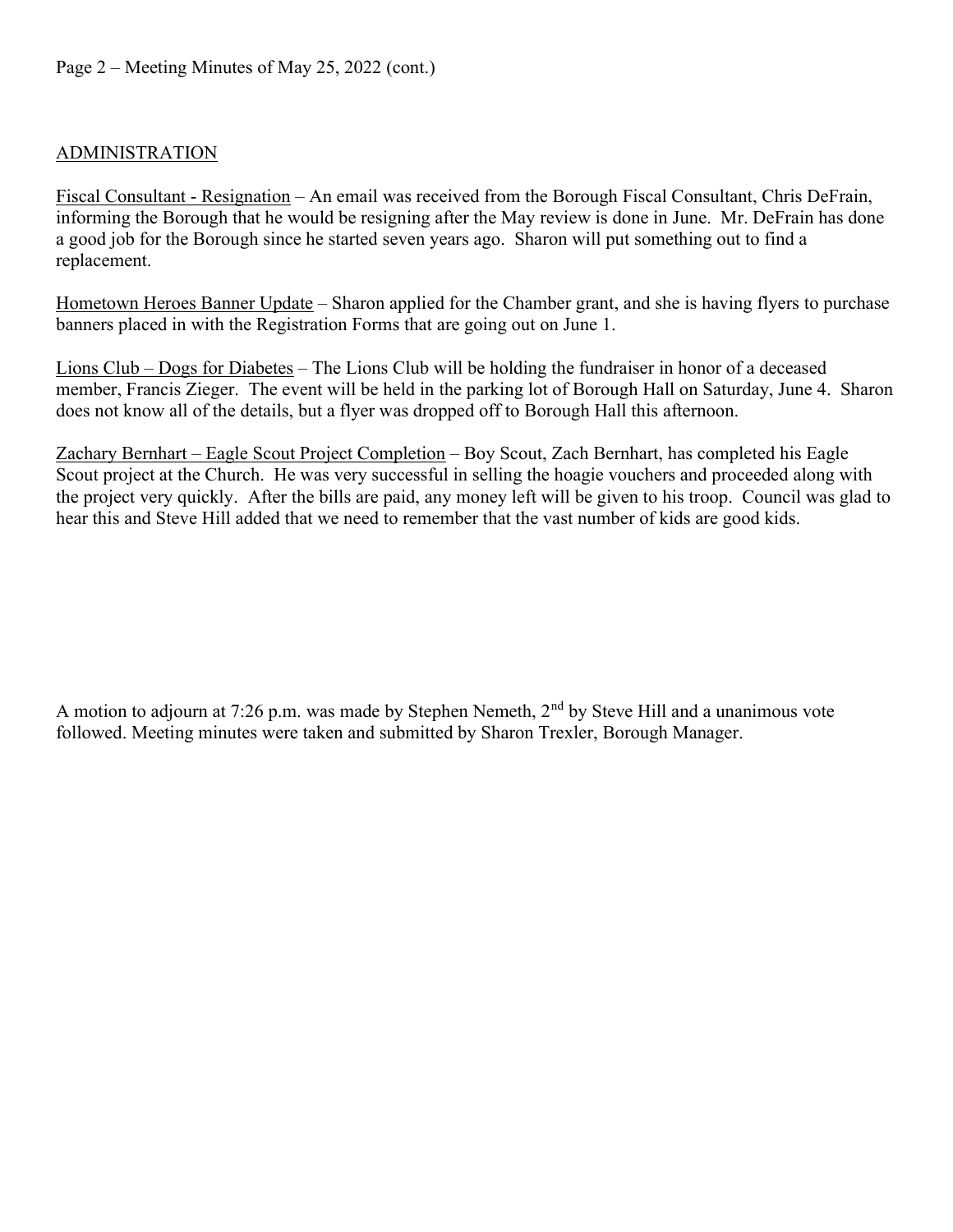## ADMINISTRATION

Fiscal Consultant - Resignation – An email was received from the Borough Fiscal Consultant, Chris DeFrain, informing the Borough that he would be resigning after the May review is done in June. Mr. DeFrain has done a good job for the Borough since he started seven years ago. Sharon will put something out to find a replacement.

Hometown Heroes Banner Update – Sharon applied for the Chamber grant, and she is having flyers to purchase banners placed in with the Registration Forms that are going out on June 1.

Lions Club – Dogs for Diabetes – The Lions Club will be holding the fundraiser in honor of a deceased member, Francis Zieger. The event will be held in the parking lot of Borough Hall on Saturday, June 4. Sharon does not know all of the details, but a flyer was dropped off to Borough Hall this afternoon.

Zachary Bernhart – Eagle Scout Project Completion – Boy Scout, Zach Bernhart, has completed his Eagle Scout project at the Church. He was very successful in selling the hoagie vouchers and proceeded along with the project very quickly. After the bills are paid, any money left will be given to his troop. Council was glad to hear this and Steve Hill added that we need to remember that the vast number of kids are good kids.

A motion to adjourn at 7:26 p.m. was made by Stephen Nemeth, 2nd by Steve Hill and a unanimous vote followed. Meeting minutes were taken and submitted by Sharon Trexler, Borough Manager.